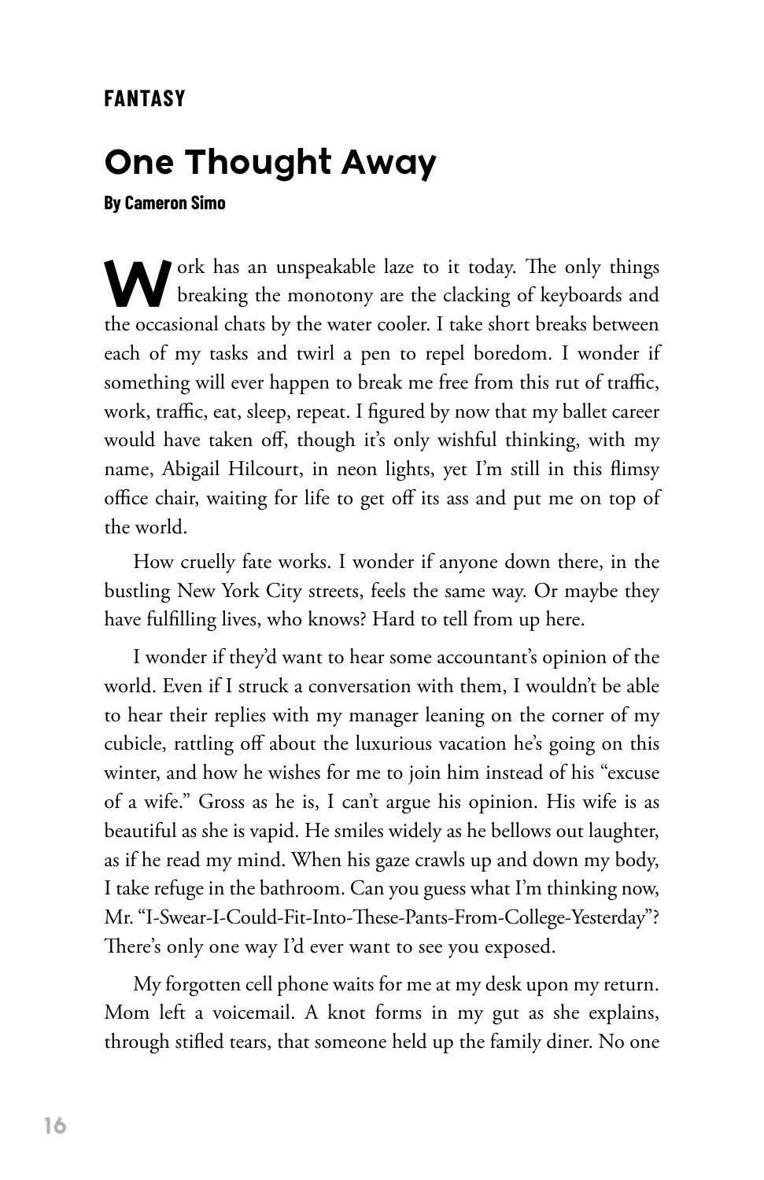**FANTASY**

# One Thought Away

**By Cameron Simo**

Work has an unspeakable laze to it today. The only things breaking the monotony are the clacking of keyboards and the occasional chats by the water cooler. I take short breaks between each of my tasks and twirl a pen to repel boredom. I wonder if something will ever happen to break me free from this rut of traffic, work, traffic, eat, sleep, repeat. I figured by now that my ballet career would have taken off, though it's only wishful thinking, with my name, Abigail Hilcourt, in neon lights, yet I'm still in this flimsy office chair, waiting for life to get off its ass and put me on top of the world.

How cruelly fate works. I wonder if anyone down there, in the bustling New York City streets, feels the same way. Or maybe they have fulfilling lives, who knows? Hard to tell from up here.

I wonder if they'd want to hear some accountant's opinion of the world. Even if I struck a conversation with them, I wouldn't be able to hear their replies with my manager leaning on the corner of my cubicle, rattling off about the luxurious vacation he's going on this winter, and how he wishes for me to join him instead of his "excuse of a wife." Gross as he is, I can't argue his opinion. His wife is as beautiful as she is vapid. He smiles widely as he bellows out laughter, as if he read my mind. When his gaze crawls up and down my body, I take refuge in the bathroom. Can you guess what I'm thinking now, Mr. "I-Swear-I-Could-Fit-Into-These-Pants-From-College-Yesterday"? There's only one way I'd ever want to see you exposed.

My forgotten cell phone waits for me at my desk upon my return. Mom left a voicemail. A knot forms in my gut as she explains, through stifled tears, that someone held up the family diner. No one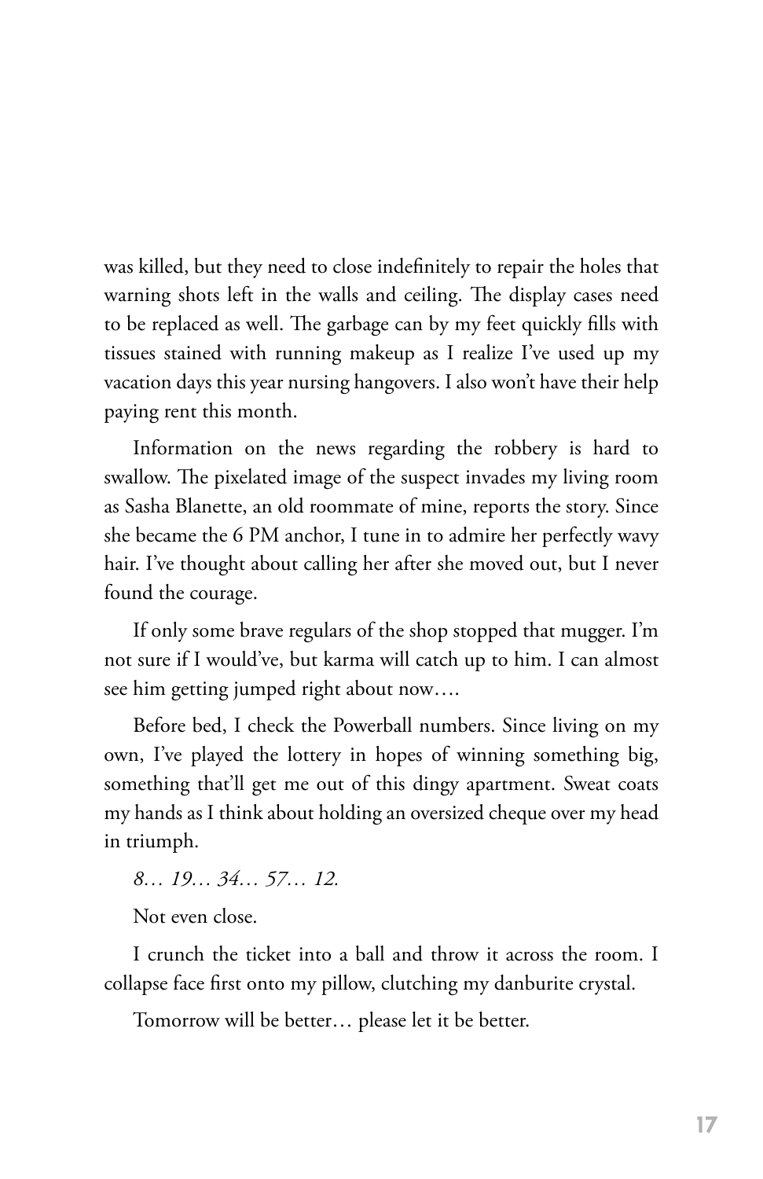was killed, but they need to close indefinitely to repair the holes that warning shots left in the walls and ceiling. The display cases need to be replaced as well. The garbage can by my feet quickly fills with tissues stained with running makeup as I realize I've used up my vacation days this year nursing hangovers. I also won't have their help paying rent this month.

Information on the news regarding the robbery is hard to swallow. The pixelated image of the suspect invades my living room as Sasha Blanette, an old roommate of mine, reports the story. Since she became the 6 PM anchor, I tune in to admire her perfectly wavy hair. I've thought about calling her after she moved out, but I never found the courage.

If only some brave regulars of the shop stopped that mugger. I'm not sure if I would've, but karma will catch up to him. I can almost see him getting jumped right about now….

Before bed, I check the Powerball numbers. Since living on my own, I've played the lottery in hopes of winning something big, something that'll get me out of this dingy apartment. Sweat coats my hands as I think about holding an oversized cheque over my head in triumph.

*8… 19… 34… 57… 12.*

Not even close.

I crunch the ticket into a ball and throw it across the room. I collapse face first onto my pillow, clutching my danburite crystal.

Tomorrow will be better… please let it be better.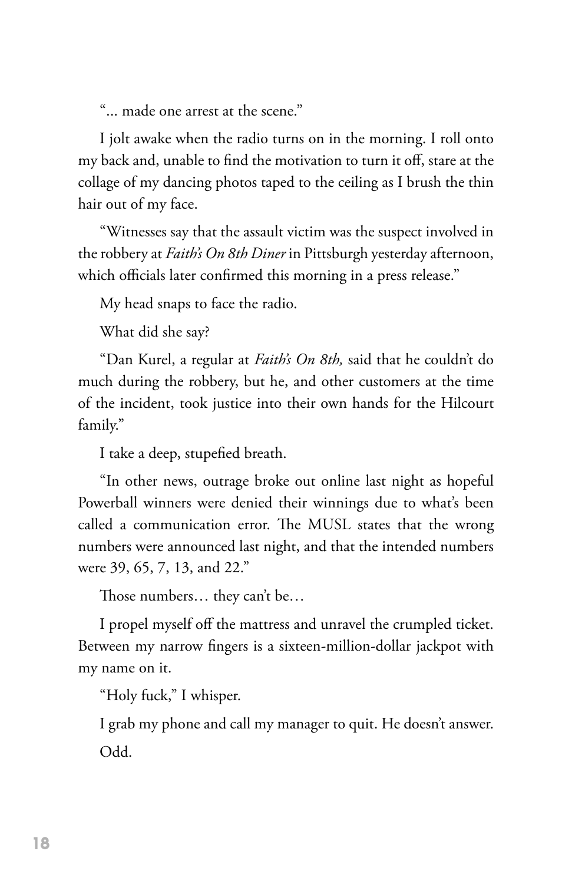"... made one arrest at the scene."

I jolt awake when the radio turns on in the morning. I roll onto my back and, unable to find the motivation to turn it off, stare at the collage of my dancing photos taped to the ceiling as I brush the thin hair out of my face.

"Witnesses say that the assault victim was the suspect involved in the robbery at *Faith's On 8th Diner* in Pittsburgh yesterday afternoon, which officials later confirmed this morning in a press release."

My head snaps to face the radio.

What did she say?

"Dan Kurel, a regular at *Faith's On 8th,* said that he couldn't do much during the robbery, but he, and other customers at the time of the incident, took justice into their own hands for the Hilcourt family."

I take a deep, stupefied breath.

"In other news, outrage broke out online last night as hopeful Powerball winners were denied their winnings due to what's been called a communication error. The MUSL states that the wrong numbers were announced last night, and that the intended numbers were 39, 65, 7, 13, and 22."

Those numbers… they can't be…

I propel myself off the mattress and unravel the crumpled ticket. Between my narrow fingers is a sixteen-million-dollar jackpot with my name on it.

"Holy fuck," I whisper.

I grab my phone and call my manager to quit. He doesn't answer.

Odd.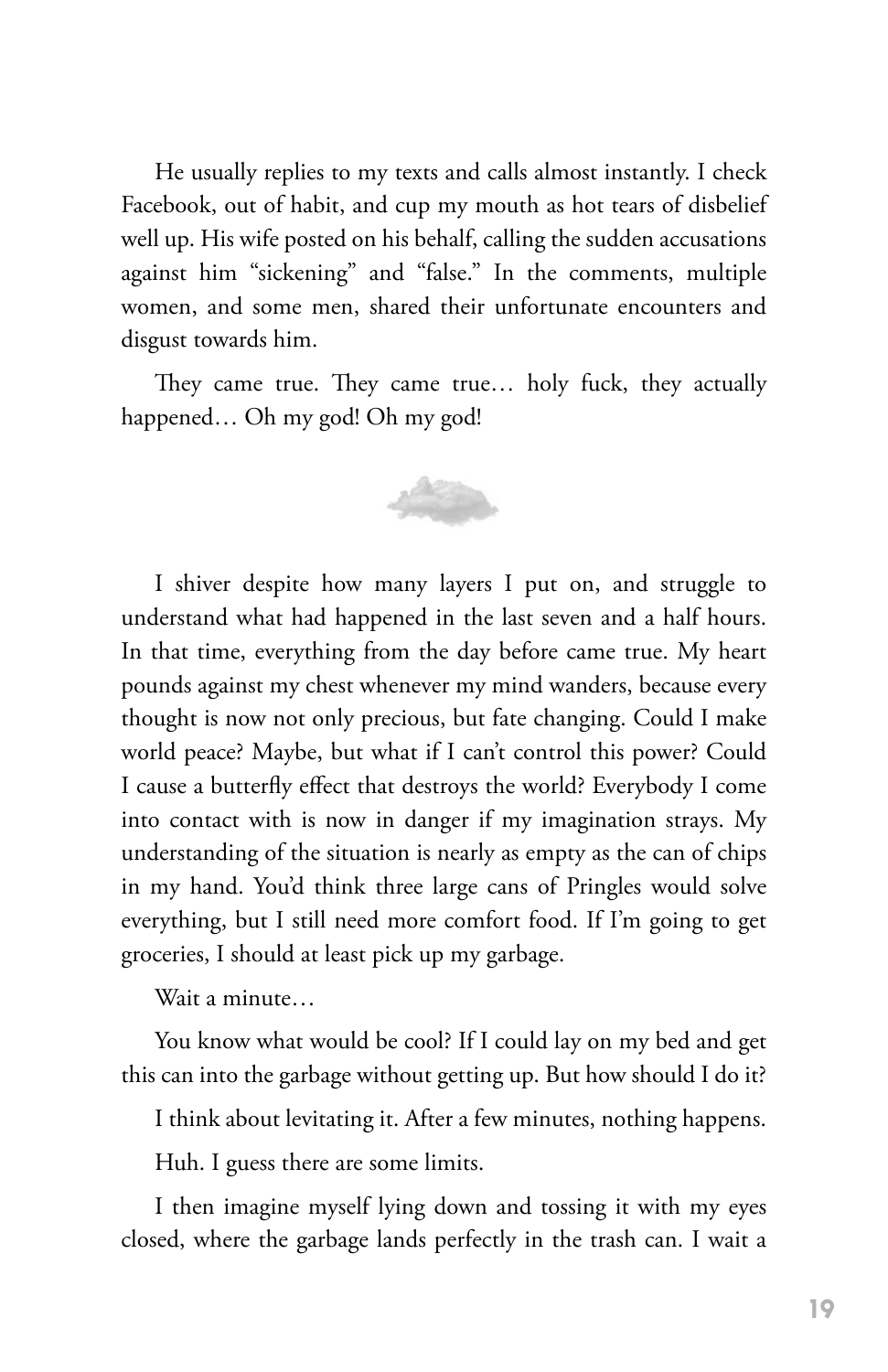He usually replies to my texts and calls almost instantly. I check Facebook, out of habit, and cup my mouth as hot tears of disbelief well up. His wife posted on his behalf, calling the sudden accusations against him "sickening" and "false." In the comments, multiple women, and some men, shared their unfortunate encounters and disgust towards him.

They came true. They came true… holy fuck, they actually happened… Oh my god! Oh my god!

I shiver despite how many layers I put on, and struggle to understand what had happened in the last seven and a half hours. In that time, everything from the day before came true. My heart pounds against my chest whenever my mind wanders, because every thought is now not only precious, but fate changing. Could I make world peace? Maybe, but what if I can't control this power? Could I cause a butterfly effect that destroys the world? Everybody I come into contact with is now in danger if my imagination strays. My understanding of the situation is nearly as empty as the can of chips in my hand. You'd think three large cans of Pringles would solve everything, but I still need more comfort food. If I'm going to get groceries, I should at least pick up my garbage.

Wait a minute…

You know what would be cool? If I could lay on my bed and get this can into the garbage without getting up. But how should I do it?

I think about levitating it. After a few minutes, nothing happens.

Huh. I guess there are some limits.

I then imagine myself lying down and tossing it with my eyes closed, where the garbage lands perfectly in the trash can. I wait a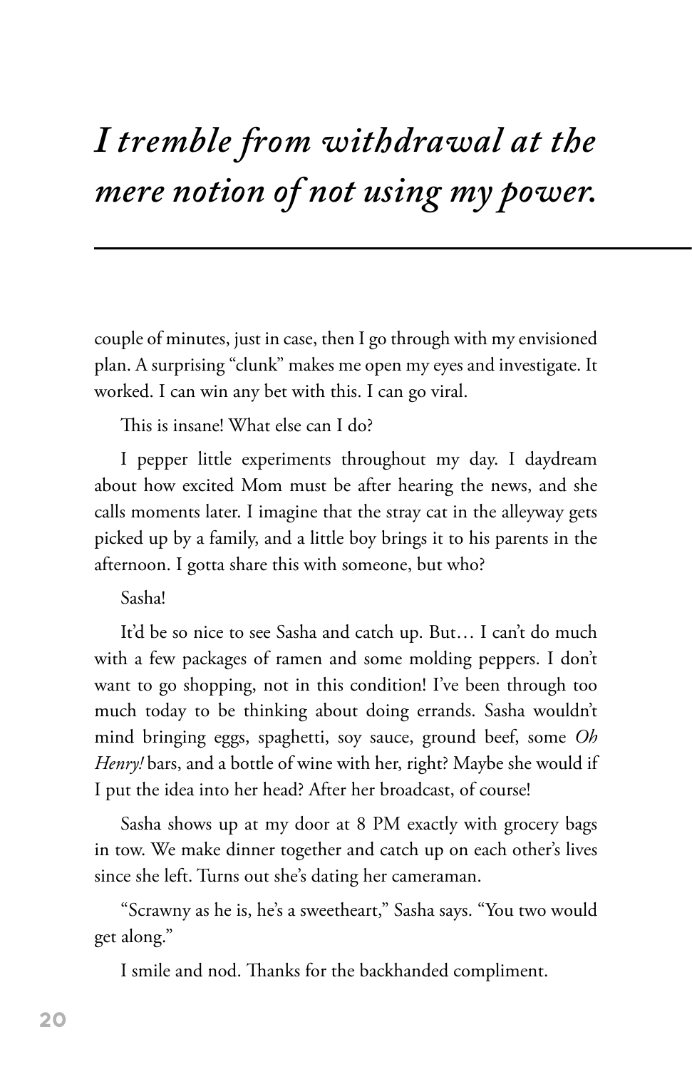*I tremble from withdrawal at the mere notion of not using my power.*

---

couple of minutes, just in case, then I go through with my envisioned plan. A surprising "clunk" makes me open my eyes and investigate. It worked. I can win any bet with this. I can go viral.

This is insane! What else can I do?

I pepper little experiments throughout my day. I daydream about how excited Mom must be after hearing the news, and she calls moments later. I imagine that the stray cat in the alleyway gets picked up by a family, and a little boy brings it to his parents in the afternoon. I gotta share this with someone, but who?

Sasha!

It'd be so nice to see Sasha and catch up. But… I can't do much with a few packages of ramen and some molding peppers. I don't want to go shopping, not in this condition! I've been through too much today to be thinking about doing errands. Sasha wouldn't mind bringing eggs, spaghetti, soy sauce, ground beef, some *Oh Henry!* bars, and a bottle of wine with her, right? Maybe she would if I put the idea into her head? After her broadcast, of course!

Sasha shows up at my door at 8 PM exactly with grocery bags in tow. We make dinner together and catch up on each other's lives since she left. Turns out she's dating her cameraman.

"Scrawny as he is, he's a sweetheart," Sasha says. "You two would get along."

I smile and nod. Thanks for the backhanded compliment.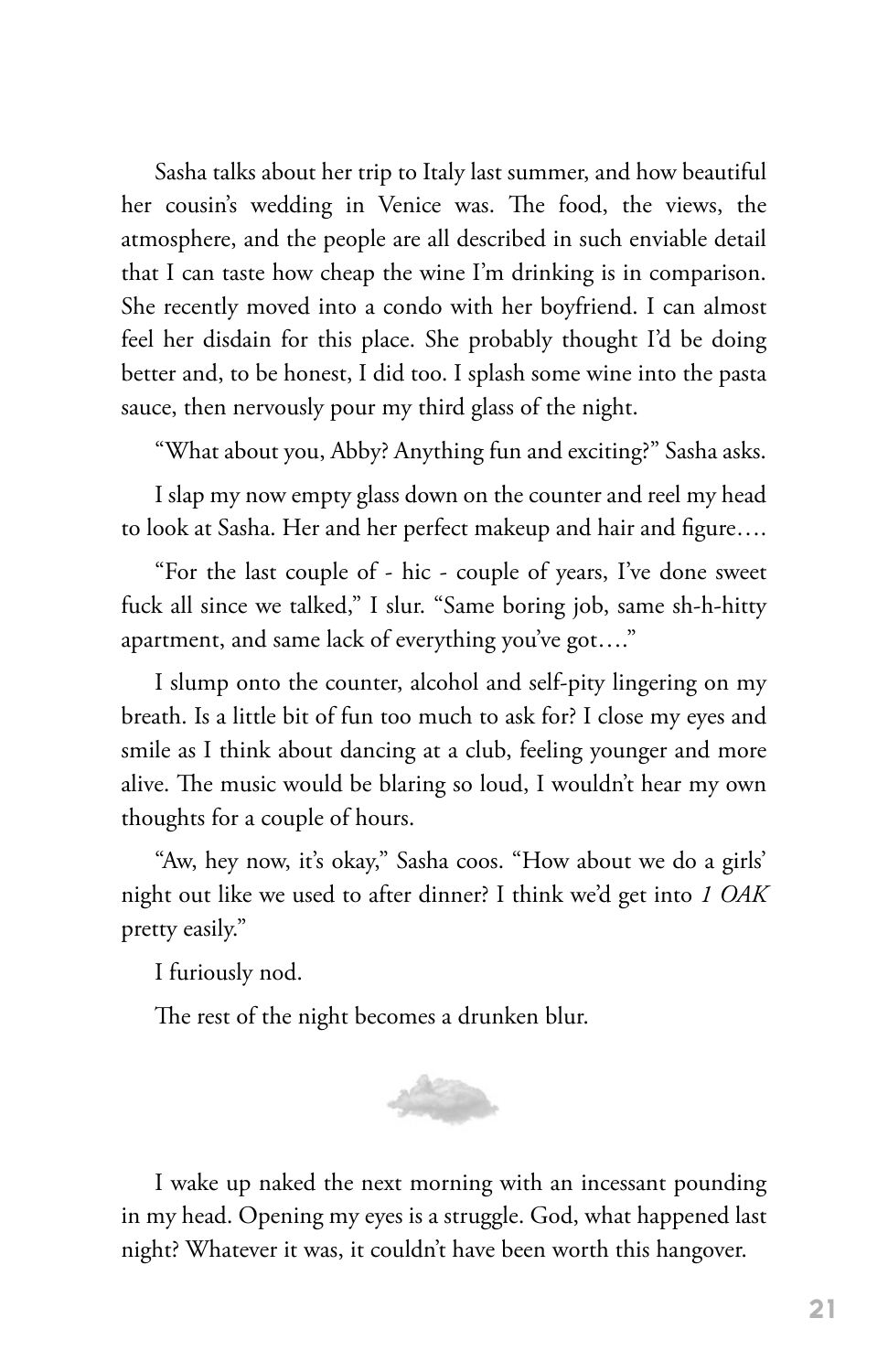Sasha talks about her trip to Italy last summer, and how beautiful her cousin's wedding in Venice was. The food, the views, the atmosphere, and the people are all described in such enviable detail that I can taste how cheap the wine I'm drinking is in comparison. She recently moved into a condo with her boyfriend. I can almost feel her disdain for this place. She probably thought I'd be doing better and, to be honest, I did too. I splash some wine into the pasta sauce, then nervously pour my third glass of the night.

"What about you, Abby? Anything fun and exciting?" Sasha asks.

I slap my now empty glass down on the counter and reel my head to look at Sasha. Her and her perfect makeup and hair and figure….

"For the last couple of - hic - couple of years, I've done sweet fuck all since we talked," I slur. "Same boring job, same sh-h-hitty apartment, and same lack of everything you've got…."

I slump onto the counter, alcohol and self-pity lingering on my breath. Is a little bit of fun too much to ask for? I close my eyes and smile as I think about dancing at a club, feeling younger and more alive. The music would be blaring so loud, I wouldn't hear my own thoughts for a couple of hours.

"Aw, hey now, it's okay," Sasha coos. "How about we do a girls' night out like we used to after dinner? I think we'd get into *1 OAK* pretty easily."

I furiously nod.

The rest of the night becomes a drunken blur.

I wake up naked the next morning with an incessant pounding in my head. Opening my eyes is a struggle. God, what happened last night? Whatever it was, it couldn't have been worth this hangover.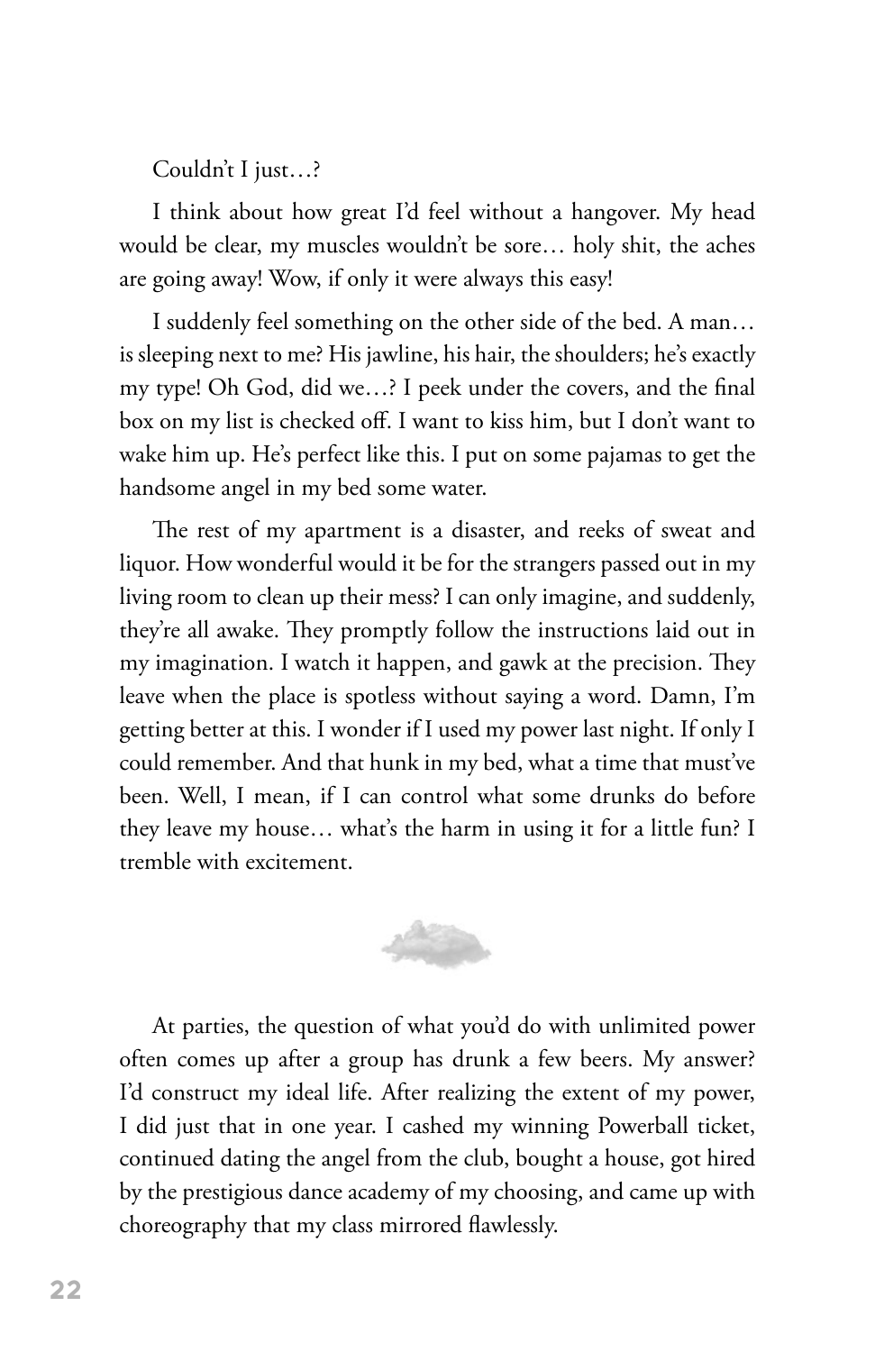Couldn't I just…?

I think about how great I'd feel without a hangover. My head would be clear, my muscles wouldn't be sore… holy shit, the aches are going away! Wow, if only it were always this easy!

I suddenly feel something on the other side of the bed. A man… is sleeping next to me? His jawline, his hair, the shoulders; he's exactly my type! Oh God, did we…? I peek under the covers, and the final box on my list is checked off. I want to kiss him, but I don't want to wake him up. He's perfect like this. I put on some pajamas to get the handsome angel in my bed some water.

The rest of my apartment is a disaster, and reeks of sweat and liquor. How wonderful would it be for the strangers passed out in my living room to clean up their mess? I can only imagine, and suddenly, they're all awake. They promptly follow the instructions laid out in my imagination. I watch it happen, and gawk at the precision. They leave when the place is spotless without saying a word. Damn, I'm getting better at this. I wonder if I used my power last night. If only I could remember. And that hunk in my bed, what a time that must've been. Well, I mean, if I can control what some drunks do before they leave my house… what's the harm in using it for a little fun? I tremble with excitement.

At parties, the question of what you'd do with unlimited power often comes up after a group has drunk a few beers. My answer? I'd construct my ideal life. After realizing the extent of my power, I did just that in one year. I cashed my winning Powerball ticket, continued dating the angel from the club, bought a house, got hired by the prestigious dance academy of my choosing, and came up with choreography that my class mirrored flawlessly.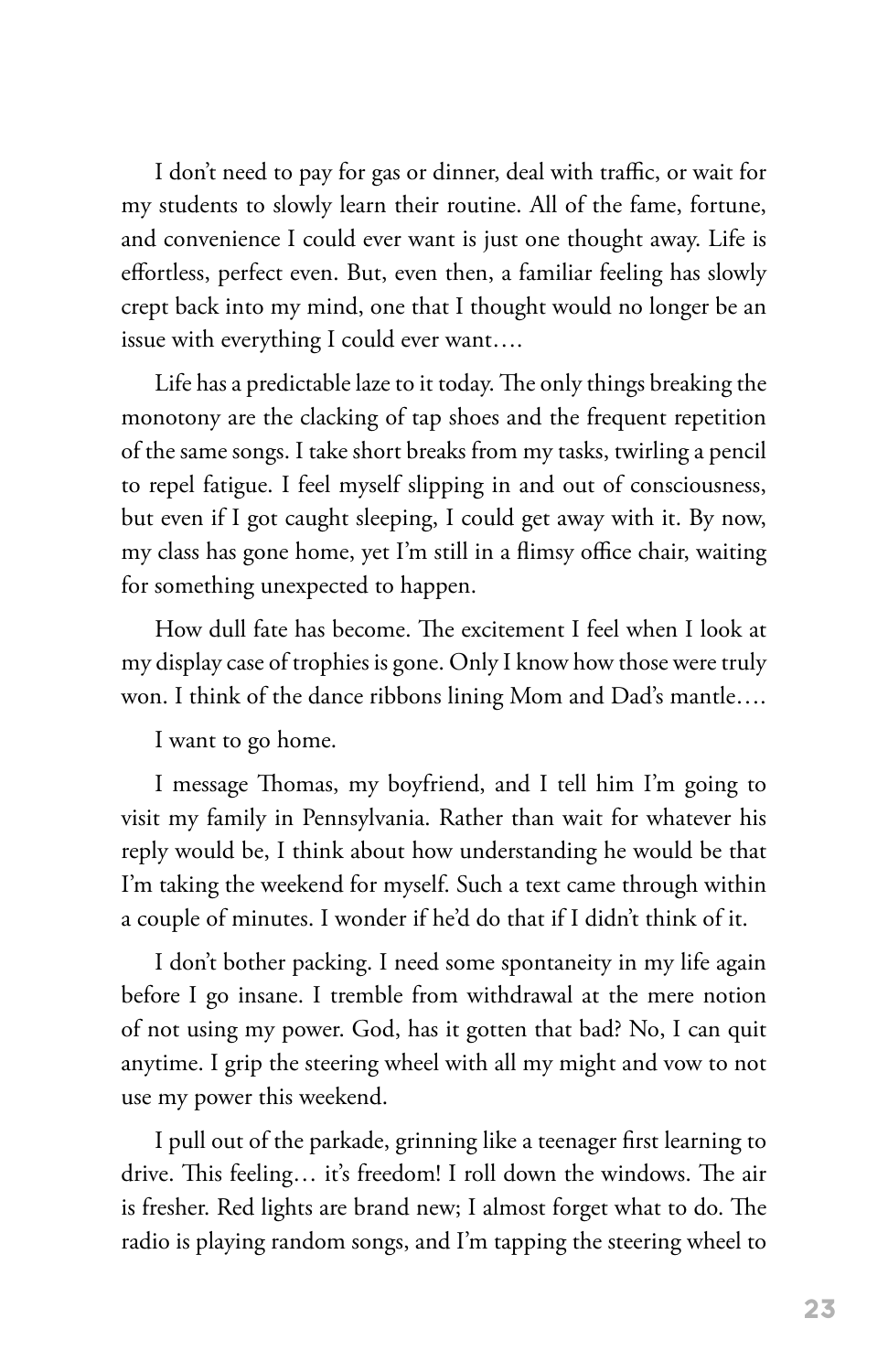I don't need to pay for gas or dinner, deal with traffic, or wait for my students to slowly learn their routine. All of the fame, fortune, and convenience I could ever want is just one thought away. Life is effortless, perfect even. But, even then, a familiar feeling has slowly crept back into my mind, one that I thought would no longer be an issue with everything I could ever want….

Life has a predictable laze to it today. The only things breaking the monotony are the clacking of tap shoes and the frequent repetition of the same songs. I take short breaks from my tasks, twirling a pencil to repel fatigue. I feel myself slipping in and out of consciousness, but even if I got caught sleeping, I could get away with it. By now, my class has gone home, yet I'm still in a flimsy office chair, waiting for something unexpected to happen.

How dull fate has become. The excitement I feel when I look at my display case of trophies is gone. Only I know how those were truly won. I think of the dance ribbons lining Mom and Dad's mantle….

I want to go home.

I message Thomas, my boyfriend, and I tell him I'm going to visit my family in Pennsylvania. Rather than wait for whatever his reply would be, I think about how understanding he would be that I'm taking the weekend for myself. Such a text came through within a couple of minutes. I wonder if he'd do that if I didn't think of it.

I don't bother packing. I need some spontaneity in my life again before I go insane. I tremble from withdrawal at the mere notion of not using my power. God, has it gotten that bad? No, I can quit anytime. I grip the steering wheel with all my might and vow to not use my power this weekend.

I pull out of the parkade, grinning like a teenager first learning to drive. This feeling… it's freedom! I roll down the windows. The air is fresher. Red lights are brand new; I almost forget what to do. The radio is playing random songs, and I'm tapping the steering wheel to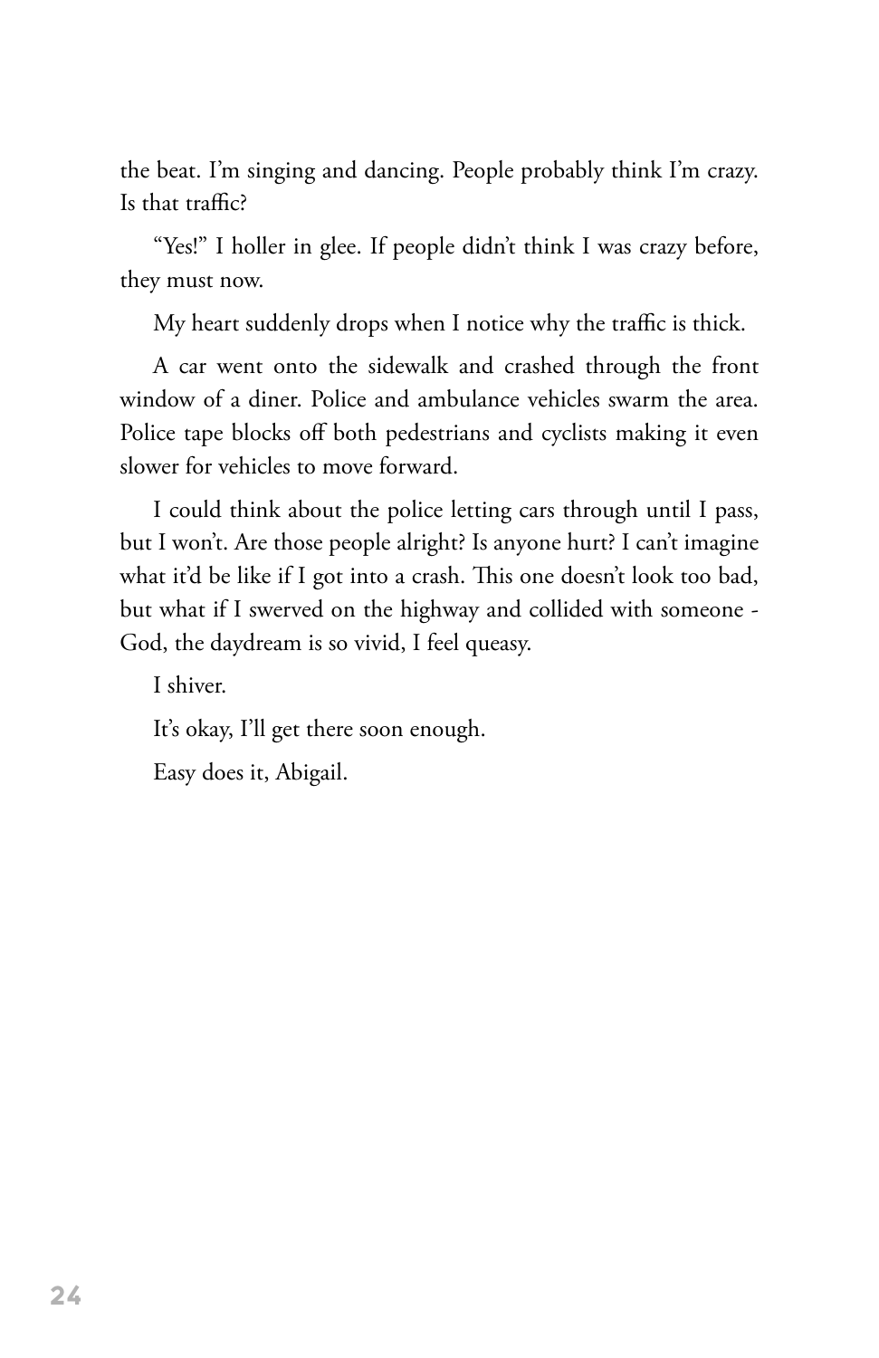the beat. I'm singing and dancing. People probably think I'm crazy. Is that traffic?

"Yes!" I holler in glee. If people didn't think I was crazy before, they must now.

My heart suddenly drops when I notice why the traffic is thick.

A car went onto the sidewalk and crashed through the front window of a diner. Police and ambulance vehicles swarm the area. Police tape blocks off both pedestrians and cyclists making it even slower for vehicles to move forward.

I could think about the police letting cars through until I pass, but I won't. Are those people alright? Is anyone hurt? I can't imagine what it'd be like if I got into a crash. This one doesn't look too bad, but what if I swerved on the highway and collided with someone - God, the daydream is so vivid, I feel queasy.

I shiver.

It's okay, I'll get there soon enough.

Easy does it, Abigail.